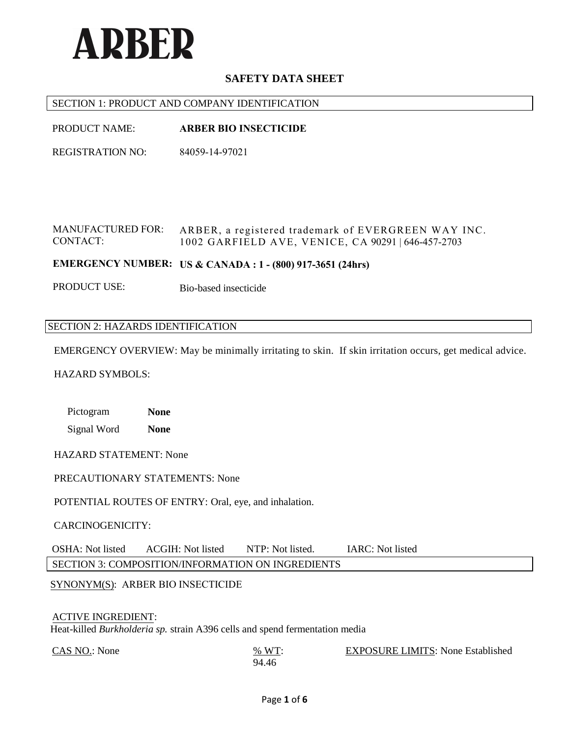# ARBER

## SAFETY DATA SHEET

### SECTION 1: PRODUCT AND COMPANY IDENTIFICATION

PRODUCT NAME: **ARBER BIO INSECTICIDE**

REGISTRATION NO: 84059-14-97021

MANUFACTURED FOR: ARBER, a registered trademark of EVERGREEN WAY INC.
CONTACT: 1002 GARFIELD AVE, VENICE, CA 90291 | 646-457-2703

**EMERGENCY NUMBER: US & CANADA : 1 - (800) 917-3651 (24hrs)**

PRODUCT USE: Bio-based insecticide

### SECTION 2: HAZARDS IDENTIFICATION

EMERGENCY OVERVIEW: May be minimally irritating to skin. If skin irritation occurs, get medical advice.

HAZARD SYMBOLS:

Pictogram **None**

Signal Word **None**

HAZARD STATEMENT: None

PRECAUTIONARY STATEMENTS: None

POTENTIAL ROUTES OF ENTRY: Oral, eye, and inhalation.

CARCINOGENICITY:

OSHA: Not listed ACGIH: Not listed NTP: Not listed. IARC: Not listed

### SECTION 3: COMPOSITION/INFORMATION ON INGREDIENTS

SYNONYM(S): ARBER BIO INSECTICIDE

ACTIVE INGREDIENT:
Heat-killed *Burkholderia sp.* strain A396 cells and spend fermentation media

CAS NO.: None | % WT: 94.46 | EXPOSURE LIMITS: None Established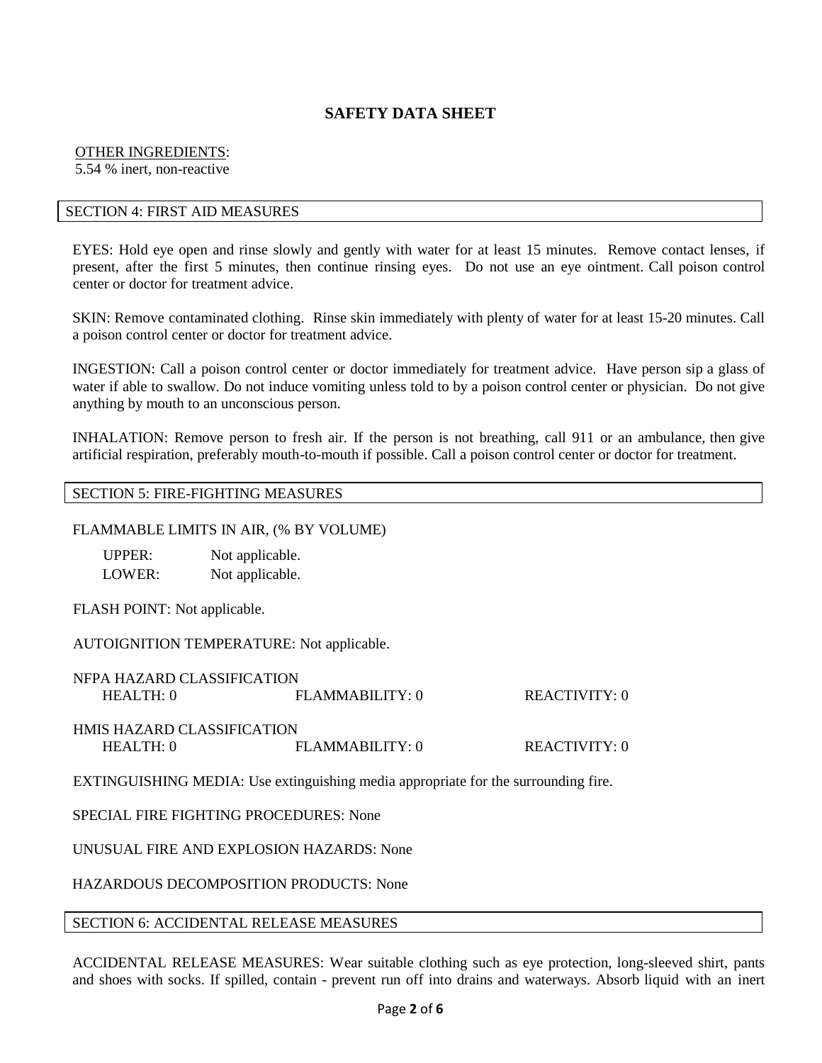# SAFETY DATA SHEET

OTHER INGREDIENTS:
5.54 % inert, non-reactive

## SECTION 4: FIRST AID MEASURES

EYES: Hold eye open and rinse slowly and gently with water for at least 15 minutes. Remove contact lenses, if present, after the first 5 minutes, then continue rinsing eyes. Do not use an eye ointment. Call poison control center or doctor for treatment advice.

SKIN: Remove contaminated clothing. Rinse skin immediately with plenty of water for at least 15-20 minutes. Call a poison control center or doctor for treatment advice.

INGESTION: Call a poison control center or doctor immediately for treatment advice. Have person sip a glass of water if able to swallow. Do not induce vomiting unless told to by a poison control center or physician. Do not give anything by mouth to an unconscious person.

INHALATION: Remove person to fresh air. If the person is not breathing, call 911 or an ambulance, then give artificial respiration, preferably mouth-to-mouth if possible. Call a poison control center or doctor for treatment.

## SECTION 5: FIRE-FIGHTING MEASURES

FLAMMABLE LIMITS IN AIR, (% BY VOLUME)

UPPER: Not applicable.
LOWER: Not applicable.

FLASH POINT: Not applicable.

AUTOIGNITION TEMPERATURE: Not applicable.

NFPA HAZARD CLASSIFICATION

| HEALTH: 0 | FLAMMABILITY: 0 | REACTIVITY: 0 |
|---|---|---|

HMIS HAZARD CLASSIFICATION

| HEALTH: 0 | FLAMMABILITY: 0 | REACTIVITY: 0 |
|---|---|---|

EXTINGUISHING MEDIA: Use extinguishing media appropriate for the surrounding fire.

SPECIAL FIRE FIGHTING PROCEDURES: None

UNUSUAL FIRE AND EXPLOSION HAZARDS: None

HAZARDOUS DECOMPOSITION PRODUCTS: None

## SECTION 6: ACCIDENTAL RELEASE MEASURES

ACCIDENTAL RELEASE MEASURES: Wear suitable clothing such as eye protection, long-sleeved shirt, pants and shoes with socks. If spilled, contain - prevent run off into drains and waterways. Absorb liquid with an inert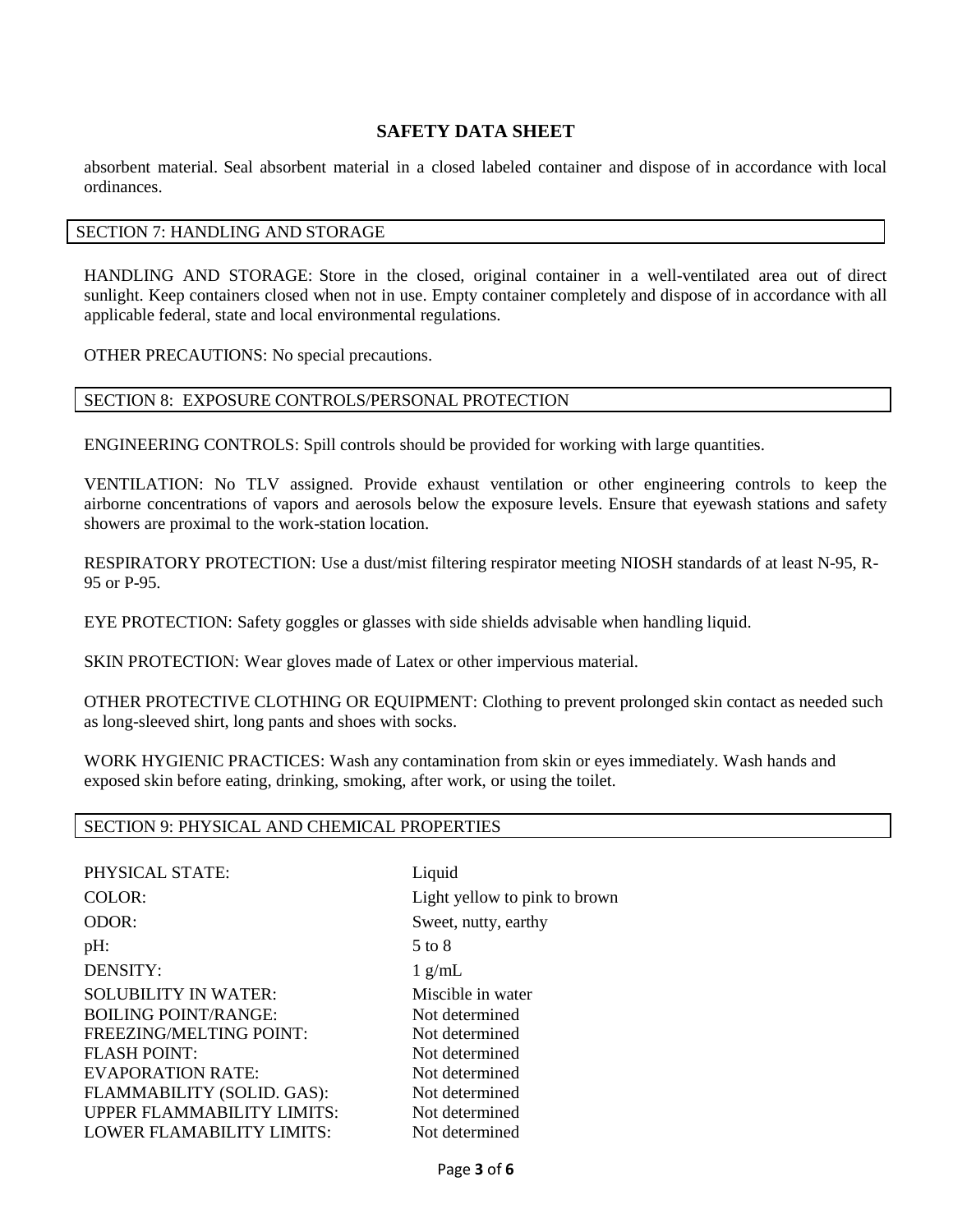absorbent material. Seal absorbent material in a closed labeled container and dispose of in accordance with local ordinances.

## SECTION 7: HANDLING AND STORAGE

HANDLING AND STORAGE: Store in the closed, original container in a well-ventilated area out of direct sunlight. Keep containers closed when not in use. Empty container completely and dispose of in accordance with all applicable federal, state and local environmental regulations.

OTHER PRECAUTIONS: No special precautions.

## SECTION 8: EXPOSURE CONTROLS/PERSONAL PROTECTION

ENGINEERING CONTROLS: Spill controls should be provided for working with large quantities.

VENTILATION: No TLV assigned. Provide exhaust ventilation or other engineering controls to keep the airborne concentrations of vapors and aerosols below the exposure levels. Ensure that eyewash stations and safety showers are proximal to the work-station location.

RESPIRATORY PROTECTION: Use a dust/mist filtering respirator meeting NIOSH standards of at least N-95, R-95 or P-95.

EYE PROTECTION: Safety goggles or glasses with side shields advisable when handling liquid.

SKIN PROTECTION: Wear gloves made of Latex or other impervious material.

OTHER PROTECTIVE CLOTHING OR EQUIPMENT: Clothing to prevent prolonged skin contact as needed such as long-sleeved shirt, long pants and shoes with socks.

WORK HYGIENIC PRACTICES: Wash any contamination from skin or eyes immediately. Wash hands and exposed skin before eating, drinking, smoking, after work, or using the toilet.

## SECTION 9: PHYSICAL AND CHEMICAL PROPERTIES

| | |
|---|---|
| PHYSICAL STATE: | Liquid |
| COLOR: | Light yellow to pink to brown |
| ODOR: | Sweet, nutty, earthy |
| pH: | 5 to 8 |
| DENSITY: | 1 g/mL |
| SOLUBILITY IN WATER: | Miscible in water |
| BOILING POINT/RANGE: | Not determined |
| FREEZING/MELTING POINT: | Not determined |
| FLASH POINT: | Not determined |
| EVAPORATION RATE: | Not determined |
| FLAMMABILITY (SOLID. GAS): | Not determined |
| UPPER FLAMMABILITY LIMITS: | Not determined |
| LOWER FLAMABILITY LIMITS: | Not determined |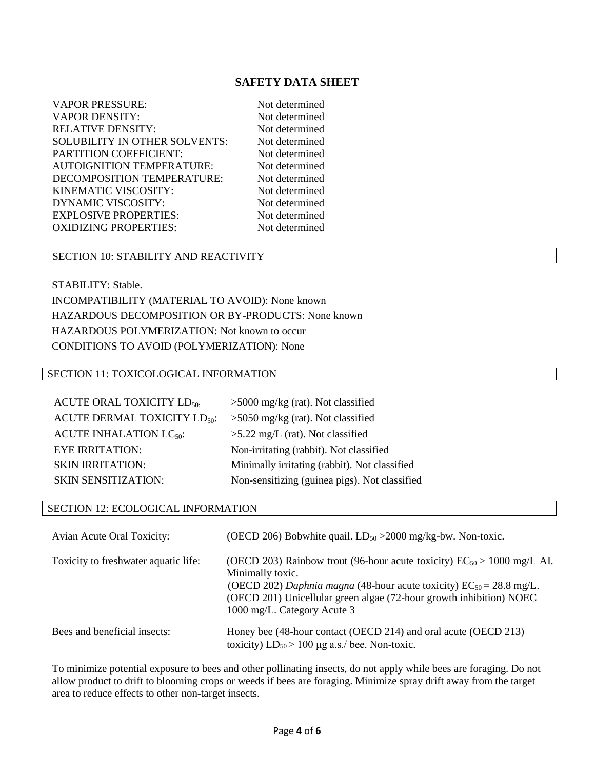# SAFETY DATA SHEET

| | |
|---|---|
| VAPOR PRESSURE: | Not determined |
| VAPOR DENSITY: | Not determined |
| RELATIVE DENSITY: | Not determined |
| SOLUBILITY IN OTHER SOLVENTS: | Not determined |
| PARTITION COEFFICIENT: | Not determined |
| AUTOIGNITION TEMPERATURE: | Not determined |
| DECOMPOSITION TEMPERATURE: | Not determined |
| KINEMATIC VISCOSITY: | Not determined |
| DYNAMIC VISCOSITY: | Not determined |
| EXPLOSIVE PROPERTIES: | Not determined |
| OXIDIZING PROPERTIES: | Not determined |

## SECTION 10: STABILITY AND REACTIVITY

STABILITY: Stable.

INCOMPATIBILITY (MATERIAL TO AVOID): None known

HAZARDOUS DECOMPOSITION OR BY-PRODUCTS: None known

HAZARDOUS POLYMERIZATION: Not known to occur

CONDITIONS TO AVOID (POLYMERIZATION): None

## SECTION 11: TOXICOLOGICAL INFORMATION

| | |
|---|---|
| ACUTE ORAL TOXICITY $LD_{50}$: | >5000 mg/kg (rat). Not classified |
| ACUTE DERMAL TOXICITY $LD_{50}$: | >5050 mg/kg (rat). Not classified |
| ACUTE INHALATION $LC_{50}$: | >5.22 mg/L (rat). Not classified |
| EYE IRRITATION: | Non-irritating (rabbit). Not classified |
| SKIN IRRITATION: | Minimally irritating (rabbit). Not classified |
| SKIN SENSITIZATION: | Non-sensitizing (guinea pigs). Not classified |

## SECTION 12: ECOLOGICAL INFORMATION

| | |
|---|---|
| Avian Acute Oral Toxicity: | (OECD 206) Bobwhite quail. $LD_{50}$ >2000 mg/kg-bw. Non-toxic. |
| Toxicity to freshwater aquatic life: | (OECD 203) Rainbow trout (96-hour acute toxicity) $EC_{50}$ > 1000 mg/L AI. Minimally toxic.<br>(OECD 202) *Daphnia magna* (48-hour acute toxicity) $EC_{50}$ = 28.8 mg/L.<br>(OECD 201) Unicellular green algae (72-hour growth inhibition) NOEC 1000 mg/L. Category Acute 3 |
| Bees and beneficial insects: | Honey bee (48-hour contact (OECD 214) and oral acute (OECD 213) toxicity) $LD_{50}$ > 100 μg a.s./ bee. Non-toxic. |

To minimize potential exposure to bees and other pollinating insects, do not apply while bees are foraging. Do not allow product to drift to blooming crops or weeds if bees are foraging. Minimize spray drift away from the target area to reduce effects to other non-target insects.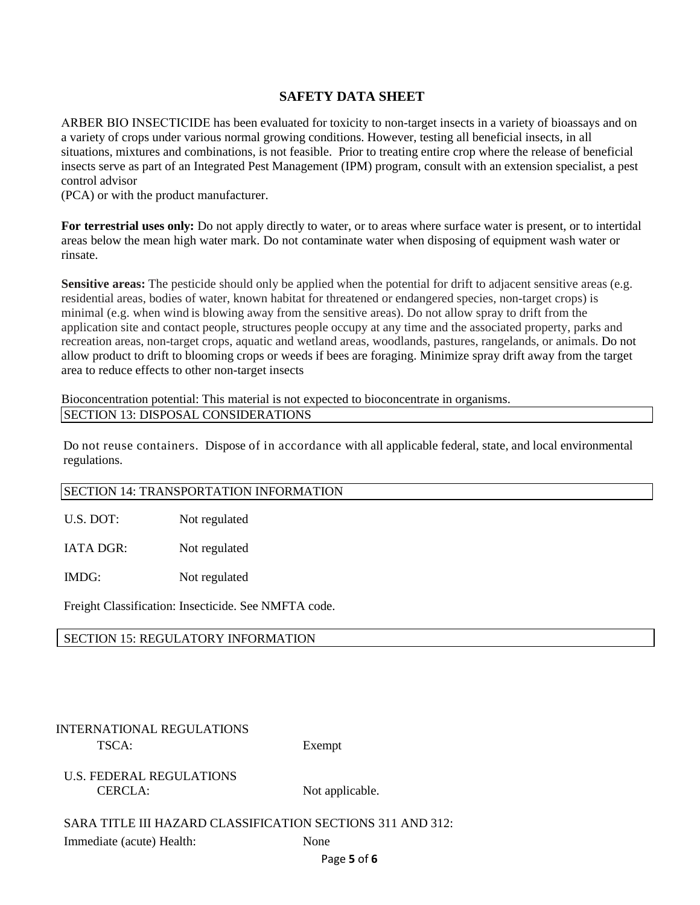## SAFETY DATA SHEET

ARBER BIO INSECTICIDE has been evaluated for toxicity to non-target insects in a variety of bioassays and on a variety of crops under various normal growing conditions. However, testing all beneficial insects, in all situations, mixtures and combinations, is not feasible. Prior to treating entire crop where the release of beneficial insects serve as part of an Integrated Pest Management (IPM) program, consult with an extension specialist, a pest control advisor (PCA) or with the product manufacturer.

**For terrestrial uses only:** Do not apply directly to water, or to areas where surface water is present, or to intertidal areas below the mean high water mark. Do not contaminate water when disposing of equipment wash water or rinsate.

**Sensitive areas:** The pesticide should only be applied when the potential for drift to adjacent sensitive areas (e.g. residential areas, bodies of water, known habitat for threatened or endangered species, non-target crops) is minimal (e.g. when wind is blowing away from the sensitive areas). Do not allow spray to drift from the application site and contact people, structures people occupy at any time and the associated property, parks and recreation areas, non-target crops, aquatic and wetland areas, woodlands, pastures, rangelands, or animals. Do not allow product to drift to blooming crops or weeds if bees are foraging. Minimize spray drift away from the target area to reduce effects to other non-target insects

Bioconcentration potential: This material is not expected to bioconcentrate in organisms.

### SECTION 13: DISPOSAL CONSIDERATIONS

Do not reuse containers. Dispose of in accordance with all applicable federal, state, and local environmental regulations.

### SECTION 14: TRANSPORTATION INFORMATION

U.S. DOT: Not regulated

IATA DGR: Not regulated

IMDG: Not regulated

Freight Classification: Insecticide. See NMFTA code.

### SECTION 15: REGULATORY INFORMATION

INTERNATIONAL REGULATIONS
TSCA: Exempt

U.S. FEDERAL REGULATIONS
CERCLA: Not applicable.

SARA TITLE III HAZARD CLASSIFICATION SECTIONS 311 AND 312:
Immediate (acute) Health: None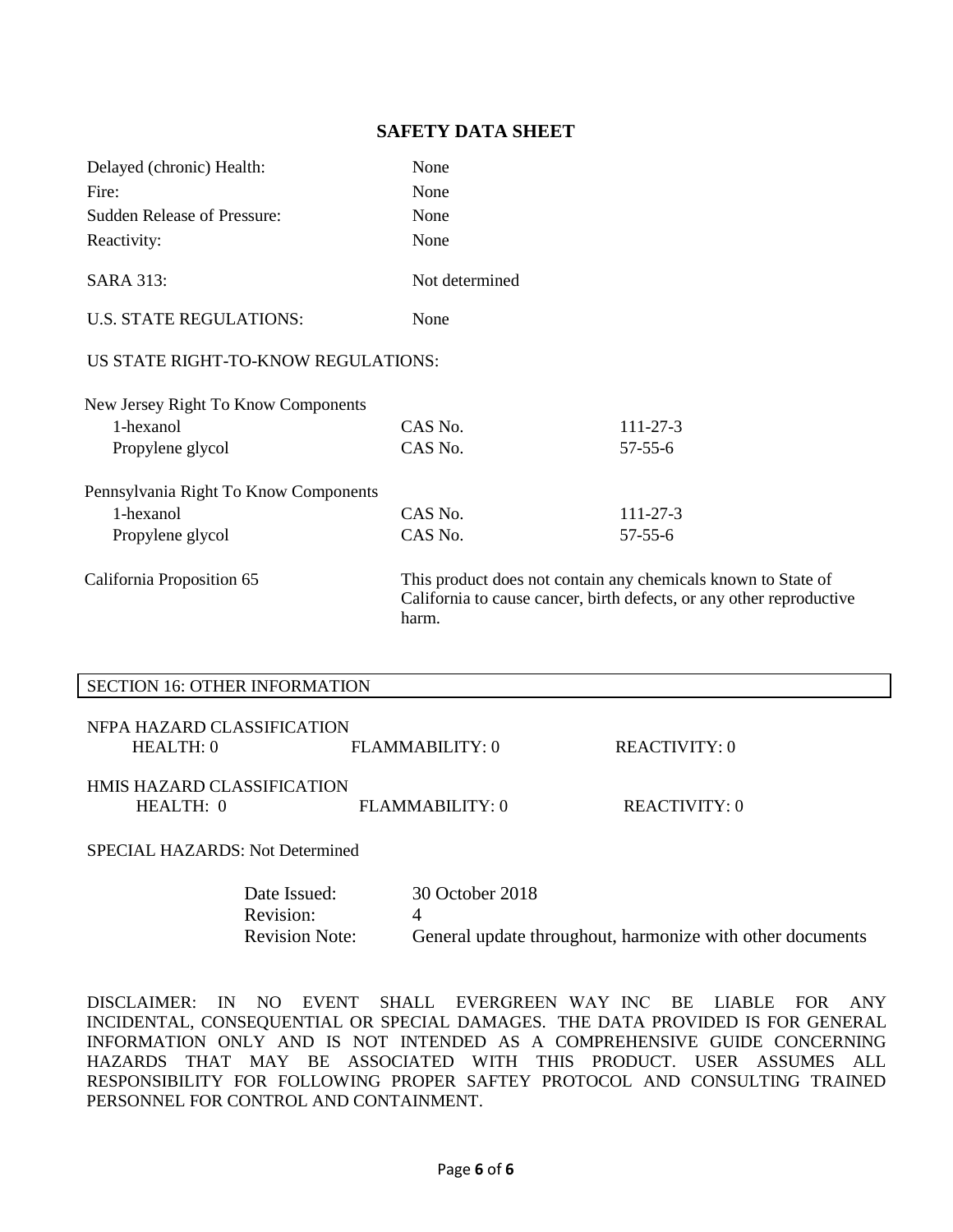# SAFETY DATA SHEET

| | |
|---|---|
| Delayed (chronic) Health: | None |
| Fire: | None |
| Sudden Release of Pressure: | None |
| Reactivity: | None |
| SARA 313: | Not determined |
| U.S. STATE REGULATIONS: | None |

US STATE RIGHT-TO-KNOW REGULATIONS:

New Jersey Right To Know Components

| | | |
|---|---|---|
| 1-hexanol | CAS No. | 111-27-3 |
| Propylene glycol | CAS No. | 57-55-6 |

Pennsylvania Right To Know Components

| | | |
|---|---|---|
| 1-hexanol | CAS No. | 111-27-3 |
| Propylene glycol | CAS No. | 57-55-6 |

California Proposition 65 — This product does not contain any chemicals known to State of California to cause cancer, birth defects, or any other reproductive harm.

## SECTION 16: OTHER INFORMATION

NFPA HAZARD CLASSIFICATION

| | | |
|---|---|---|
| HEALTH: 0 | FLAMMABILITY: 0 | REACTIVITY: 0 |

HMIS HAZARD CLASSIFICATION

| | | |
|---|---|---|
| HEALTH: 0 | FLAMMABILITY: 0 | REACTIVITY: 0 |

SPECIAL HAZARDS: Not Determined

| | |
|---|---|
| Date Issued: | 30 October 2018 |
| Revision: | 4 |
| Revision Note: | General update throughout, harmonize with other documents |

DISCLAIMER: IN NO EVENT SHALL EVERGREEN WAY INC BE LIABLE FOR ANY INCIDENTAL, CONSEQUENTIAL OR SPECIAL DAMAGES. THE DATA PROVIDED IS FOR GENERAL INFORMATION ONLY AND IS NOT INTENDED AS A COMPREHENSIVE GUIDE CONCERNING HAZARDS THAT MAY BE ASSOCIATED WITH THIS PRODUCT. USER ASSUMES ALL RESPONSIBILITY FOR FOLLOWING PROPER SAFTEY PROTOCOL AND CONSULTING TRAINED PERSONNEL FOR CONTROL AND CONTAINMENT.